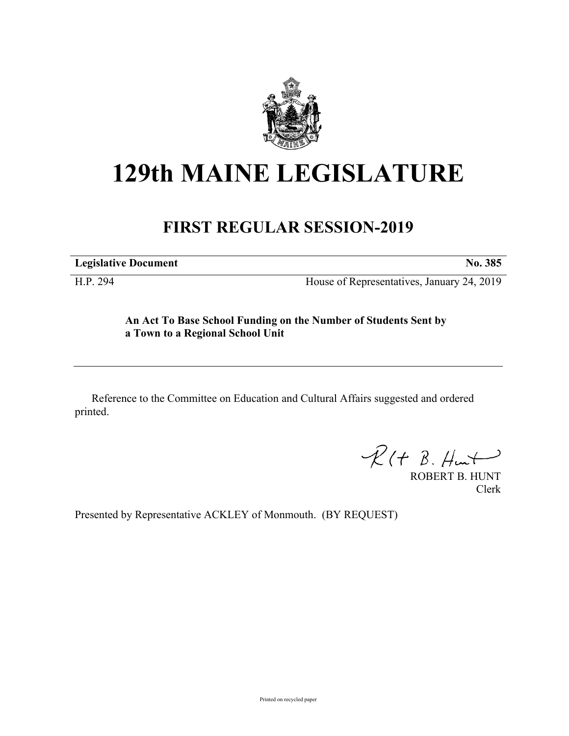# 129th MAINE LEGISLATURE

## FIRST REGULAR SESSION-2019

**Legislative Document** **No. 385**

H.P. 294 House of Representatives, January 24, 2019

**An Act To Base School Funding on the Number of Students Sent by a Town to a Regional School Unit**

Reference to the Committee on Education and Cultural Affairs suggested and ordered printed.

ROBERT B. HUNT
Clerk

Presented by Representative ACKLEY of Monmouth. (BY REQUEST)

Printed on recycled paper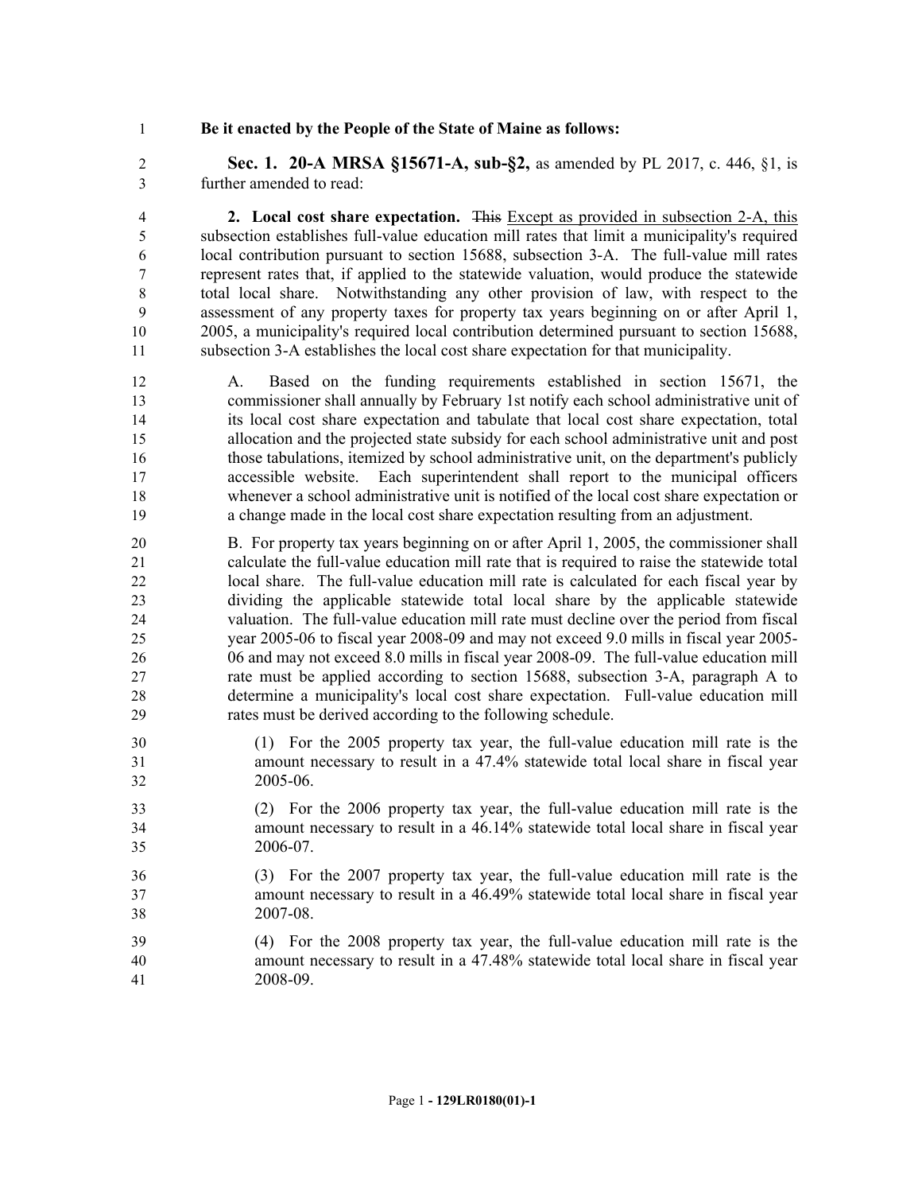**Be it enacted by the People of the State of Maine as follows:**

**Sec. 1. 20-A MRSA §15671-A, sub-§2,** as amended by PL 2017, c. 446, §1, is further amended to read:

**2. Local cost share expectation.** ~~This~~ Except as provided in subsection 2-A, this subsection establishes full-value education mill rates that limit a municipality's required local contribution pursuant to section 15688, subsection 3-A. The full-value mill rates represent rates that, if applied to the statewide valuation, would produce the statewide total local share. Notwithstanding any other provision of law, with respect to the assessment of any property taxes for property tax years beginning on or after April 1, 2005, a municipality's required local contribution determined pursuant to section 15688, subsection 3-A establishes the local cost share expectation for that municipality.

A. Based on the funding requirements established in section 15671, the commissioner shall annually by February 1st notify each school administrative unit of its local cost share expectation and tabulate that local cost share expectation, total allocation and the projected state subsidy for each school administrative unit and post those tabulations, itemized by school administrative unit, on the department's publicly accessible website. Each superintendent shall report to the municipal officers whenever a school administrative unit is notified of the local cost share expectation or a change made in the local cost share expectation resulting from an adjustment.

B. For property tax years beginning on or after April 1, 2005, the commissioner shall calculate the full-value education mill rate that is required to raise the statewide total local share. The full-value education mill rate is calculated for each fiscal year by dividing the applicable statewide total local share by the applicable statewide valuation. The full-value education mill rate must decline over the period from fiscal year 2005-06 to fiscal year 2008-09 and may not exceed 9.0 mills in fiscal year 2005-06 and may not exceed 8.0 mills in fiscal year 2008-09. The full-value education mill rate must be applied according to section 15688, subsection 3-A, paragraph A to determine a municipality's local cost share expectation. Full-value education mill rates must be derived according to the following schedule.

(1) For the 2005 property tax year, the full-value education mill rate is the amount necessary to result in a 47.4% statewide total local share in fiscal year 2005-06.

(2) For the 2006 property tax year, the full-value education mill rate is the amount necessary to result in a 46.14% statewide total local share in fiscal year 2006-07.

(3) For the 2007 property tax year, the full-value education mill rate is the amount necessary to result in a 46.49% statewide total local share in fiscal year 2007-08.

(4) For the 2008 property tax year, the full-value education mill rate is the amount necessary to result in a 47.48% statewide total local share in fiscal year 2008-09.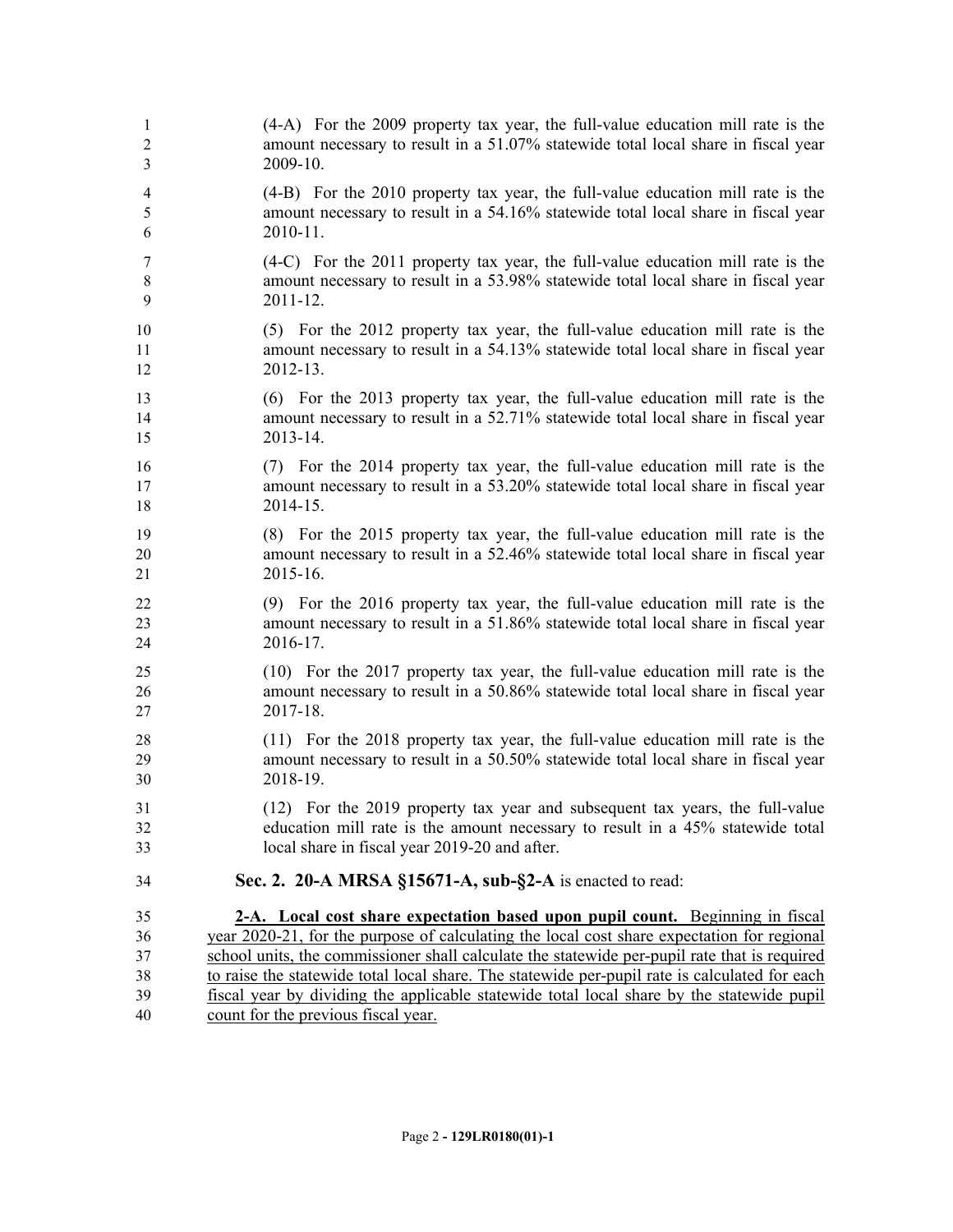(4-A) For the 2009 property tax year, the full-value education mill rate is the amount necessary to result in a 51.07% statewide total local share in fiscal year 2009-10.

(4-B) For the 2010 property tax year, the full-value education mill rate is the amount necessary to result in a 54.16% statewide total local share in fiscal year 2010-11.

(4-C) For the 2011 property tax year, the full-value education mill rate is the amount necessary to result in a 53.98% statewide total local share in fiscal year 2011-12.

(5) For the 2012 property tax year, the full-value education mill rate is the amount necessary to result in a 54.13% statewide total local share in fiscal year 2012-13.

(6) For the 2013 property tax year, the full-value education mill rate is the amount necessary to result in a 52.71% statewide total local share in fiscal year 2013-14.

(7) For the 2014 property tax year, the full-value education mill rate is the amount necessary to result in a 53.20% statewide total local share in fiscal year 2014-15.

(8) For the 2015 property tax year, the full-value education mill rate is the amount necessary to result in a 52.46% statewide total local share in fiscal year 2015-16.

(9) For the 2016 property tax year, the full-value education mill rate is the amount necessary to result in a 51.86% statewide total local share in fiscal year 2016-17.

(10) For the 2017 property tax year, the full-value education mill rate is the amount necessary to result in a 50.86% statewide total local share in fiscal year 2017-18.

(11) For the 2018 property tax year, the full-value education mill rate is the amount necessary to result in a 50.50% statewide total local share in fiscal year 2018-19.

(12) For the 2019 property tax year and subsequent tax years, the full-value education mill rate is the amount necessary to result in a 45% statewide total local share in fiscal year 2019-20 and after.

**Sec. 2. 20-A MRSA §15671-A, sub-§2-A** is enacted to read:

**2-A. Local cost share expectation based upon pupil count.** Beginning in fiscal year 2020-21, for the purpose of calculating the local cost share expectation for regional school units, the commissioner shall calculate the statewide per-pupil rate that is required to raise the statewide total local share. The statewide per-pupil rate is calculated for each fiscal year by dividing the applicable statewide total local share by the statewide pupil count for the previous fiscal year.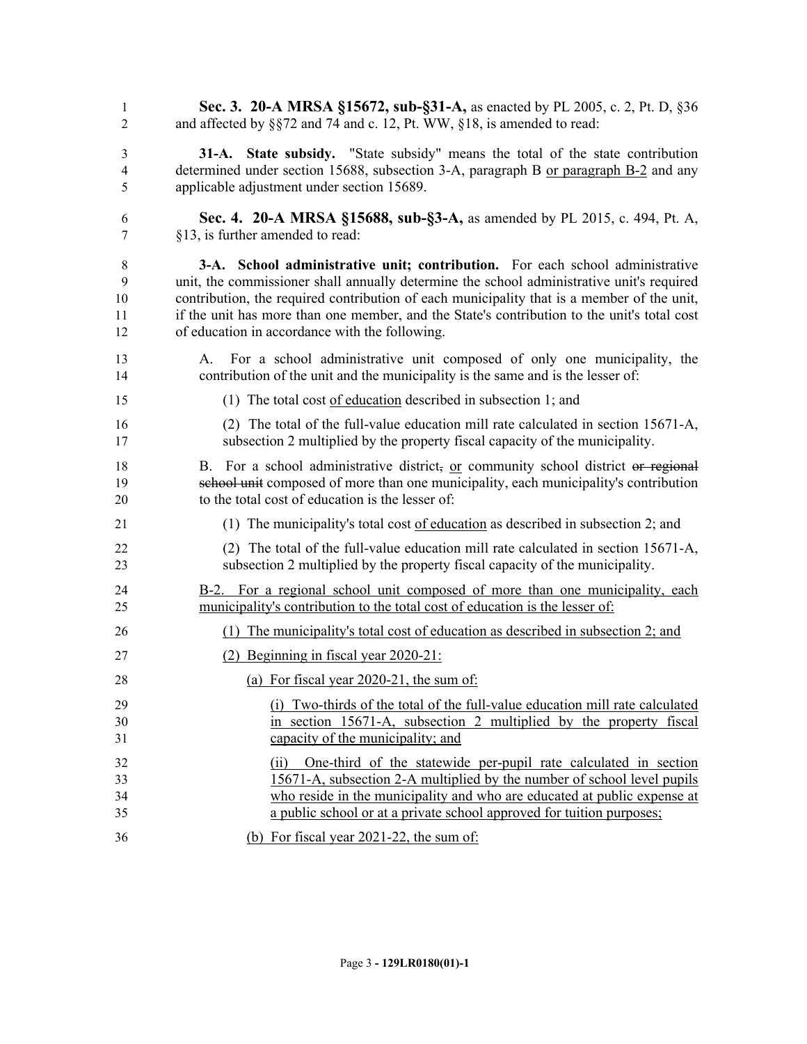**Sec. 3. 20-A MRSA §15672, sub-§31-A,** as enacted by PL 2005, c. 2, Pt. D, §36 and affected by §§72 and 74 and c. 12, Pt. WW, §18, is amended to read:

**31-A. State subsidy.** "State subsidy" means the total of the state contribution determined under section 15688, subsection 3-A, paragraph B <u>or paragraph B-2</u> and any applicable adjustment under section 15689.

**Sec. 4. 20-A MRSA §15688, sub-§3-A,** as amended by PL 2015, c. 494, Pt. A, §13, is further amended to read:

**3-A. School administrative unit; contribution.** For each school administrative unit, the commissioner shall annually determine the school administrative unit's required contribution, the required contribution of each municipality that is a member of the unit, if the unit has more than one member, and the State's contribution to the unit's total cost of education in accordance with the following.

A. For a school administrative unit composed of only one municipality, the contribution of the unit and the municipality is the same and is the lesser of:

(1) The total cost <u>of education</u> described in subsection 1; and

(2) The total of the full-value education mill rate calculated in section 15671-A, subsection 2 multiplied by the property fiscal capacity of the municipality.

B. For a school administrative district~~,~~ <u>or</u> community school district ~~or regional school unit~~ composed of more than one municipality, each municipality's contribution to the total cost of education is the lesser of:

(1) The municipality's total cost <u>of education</u> as described in subsection 2; and

(2) The total of the full-value education mill rate calculated in section 15671-A, subsection 2 multiplied by the property fiscal capacity of the municipality.

<u>B-2. For a regional school unit composed of more than one municipality, each municipality's contribution to the total cost of education is the lesser of:</u>

<u>(1) The municipality's total cost of education as described in subsection 2; and</u>

<u>(2) Beginning in fiscal year 2020-21:</u>

<u>(a) For fiscal year 2020-21, the sum of:</u>

<u>(i) Two-thirds of the total of the full-value education mill rate calculated in section 15671-A, subsection 2 multiplied by the property fiscal capacity of the municipality; and</u>

<u>(ii) One-third of the statewide per-pupil rate calculated in section 15671-A, subsection 2-A multiplied by the number of school level pupils who reside in the municipality and who are educated at public expense at a public school or at a private school approved for tuition purposes;</u>

<u>(b) For fiscal year 2021-22, the sum of:</u>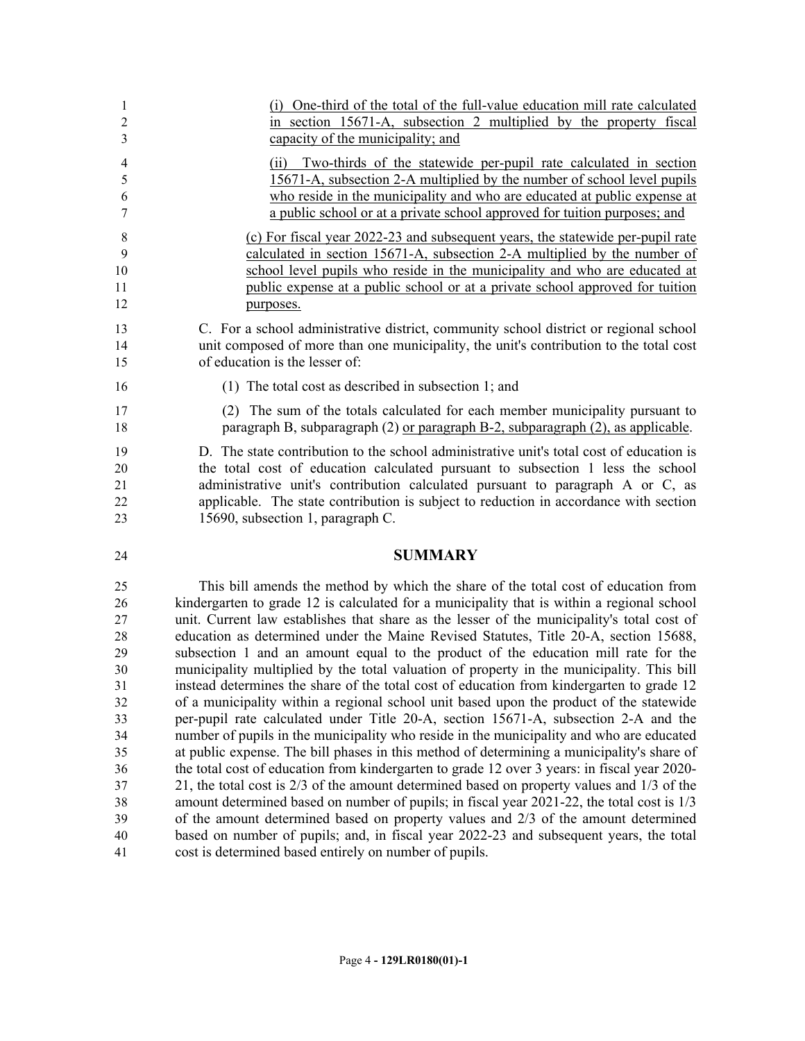(i) One-third of the total of the full-value education mill rate calculated in section 15671-A, subsection 2 multiplied by the property fiscal capacity of the municipality; and

(ii) Two-thirds of the statewide per-pupil rate calculated in section 15671-A, subsection 2-A multiplied by the number of school level pupils who reside in the municipality and who are educated at public expense at a public school or at a private school approved for tuition purposes; and

(c) For fiscal year 2022-23 and subsequent years, the statewide per-pupil rate calculated in section 15671-A, subsection 2-A multiplied by the number of school level pupils who reside in the municipality and who are educated at public expense at a public school or at a private school approved for tuition purposes.

C. For a school administrative district, community school district or regional school unit composed of more than one municipality, the unit's contribution to the total cost of education is the lesser of:

(1) The total cost as described in subsection 1; and

(2) The sum of the totals calculated for each member municipality pursuant to paragraph B, subparagraph (2) or paragraph B-2, subparagraph (2), as applicable.

D. The state contribution to the school administrative unit's total cost of education is the total cost of education calculated pursuant to subsection 1 less the school administrative unit's contribution calculated pursuant to paragraph A or C, as applicable. The state contribution is subject to reduction in accordance with section 15690, subsection 1, paragraph C.

## SUMMARY

This bill amends the method by which the share of the total cost of education from kindergarten to grade 12 is calculated for a municipality that is within a regional school unit. Current law establishes that share as the lesser of the municipality's total cost of education as determined under the Maine Revised Statutes, Title 20-A, section 15688, subsection 1 and an amount equal to the product of the education mill rate for the municipality multiplied by the total valuation of property in the municipality. This bill instead determines the share of the total cost of education from kindergarten to grade 12 of a municipality within a regional school unit based upon the product of the statewide per-pupil rate calculated under Title 20-A, section 15671-A, subsection 2-A and the number of pupils in the municipality who reside in the municipality and who are educated at public expense. The bill phases in this method of determining a municipality's share of the total cost of education from kindergarten to grade 12 over 3 years: in fiscal year 2020-21, the total cost is 2/3 of the amount determined based on property values and 1/3 of the amount determined based on number of pupils; in fiscal year 2021-22, the total cost is 1/3 of the amount determined based on property values and 2/3 of the amount determined based on number of pupils; and, in fiscal year 2022-23 and subsequent years, the total cost is determined based entirely on number of pupils.